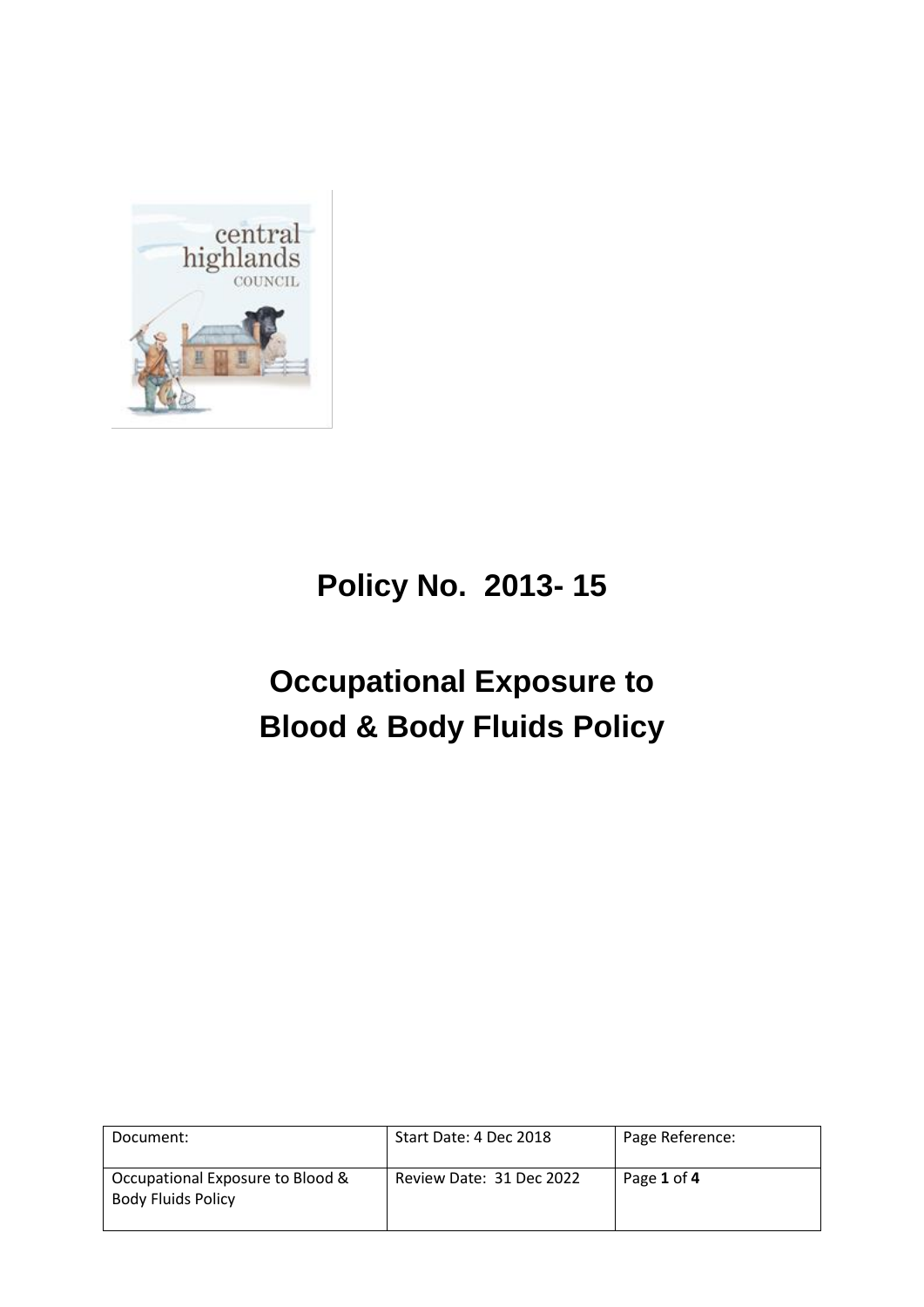# Policy No. 2013- 15

# Occupational Exposure to Blood & Body Fluids Policy

| Document: | Start Date: 4 Dec 2018 | Page Reference: |
| --- | --- | --- |
| Occupational Exposure to Blood & Body Fluids Policy | Review Date: 31 Dec 2022 | Page **1** of **4** |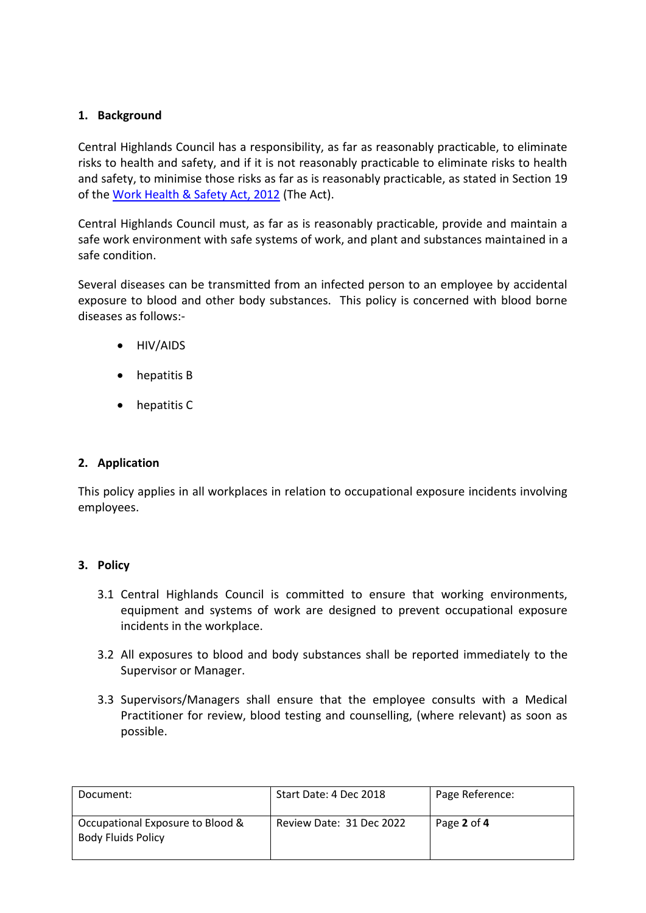## 1. Background

Central Highlands Council has a responsibility, as far as reasonably practicable, to eliminate risks to health and safety, and if it is not reasonably practicable to eliminate risks to health and safety, to minimise those risks as far as is reasonably practicable, as stated in Section 19 of the Work Health & Safety Act, 2012 (The Act).

Central Highlands Council must, as far as is reasonably practicable, provide and maintain a safe work environment with safe systems of work, and plant and substances maintained in a safe condition.

Several diseases can be transmitted from an infected person to an employee by accidental exposure to blood and other body substances. This policy is concerned with blood borne diseases as follows:-

- HIV/AIDS
- hepatitis B
- hepatitis C

## 2. Application

This policy applies in all workplaces in relation to occupational exposure incidents involving employees.

## 3. Policy

3.1 Central Highlands Council is committed to ensure that working environments, equipment and systems of work are designed to prevent occupational exposure incidents in the workplace.

3.2 All exposures to blood and body substances shall be reported immediately to the Supervisor or Manager.

3.3 Supervisors/Managers shall ensure that the employee consults with a Medical Practitioner for review, blood testing and counselling, (where relevant) as soon as possible.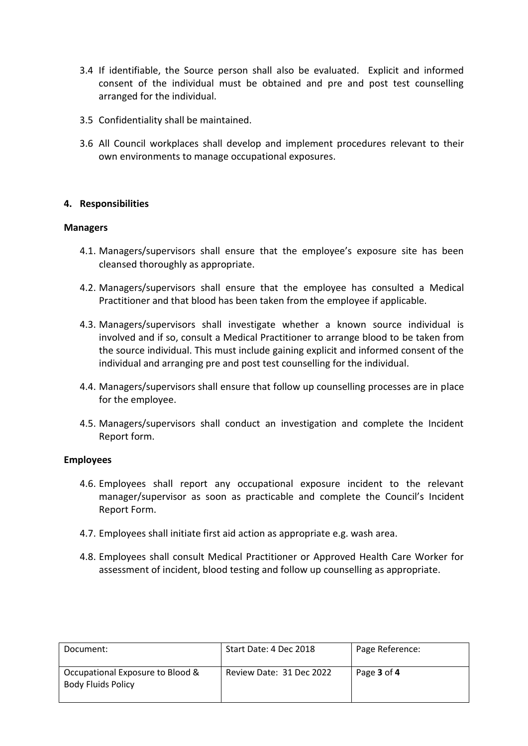3.4 If identifiable, the Source person shall also be evaluated. Explicit and informed consent of the individual must be obtained and pre and post test counselling arranged for the individual.

3.5 Confidentiality shall be maintained.

3.6 All Council workplaces shall develop and implement procedures relevant to their own environments to manage occupational exposures.

## 4. Responsibilities

**Managers**

4.1. Managers/supervisors shall ensure that the employee's exposure site has been cleansed thoroughly as appropriate.

4.2. Managers/supervisors shall ensure that the employee has consulted a Medical Practitioner and that blood has been taken from the employee if applicable.

4.3. Managers/supervisors shall investigate whether a known source individual is involved and if so, consult a Medical Practitioner to arrange blood to be taken from the source individual. This must include gaining explicit and informed consent of the individual and arranging pre and post test counselling for the individual.

4.4. Managers/supervisors shall ensure that follow up counselling processes are in place for the employee.

4.5. Managers/supervisors shall conduct an investigation and complete the Incident Report form.

**Employees**

4.6. Employees shall report any occupational exposure incident to the relevant manager/supervisor as soon as practicable and complete the Council's Incident Report Form.

4.7. Employees shall initiate first aid action as appropriate e.g. wash area.

4.8. Employees shall consult Medical Practitioner or Approved Health Care Worker for assessment of incident, blood testing and follow up counselling as appropriate.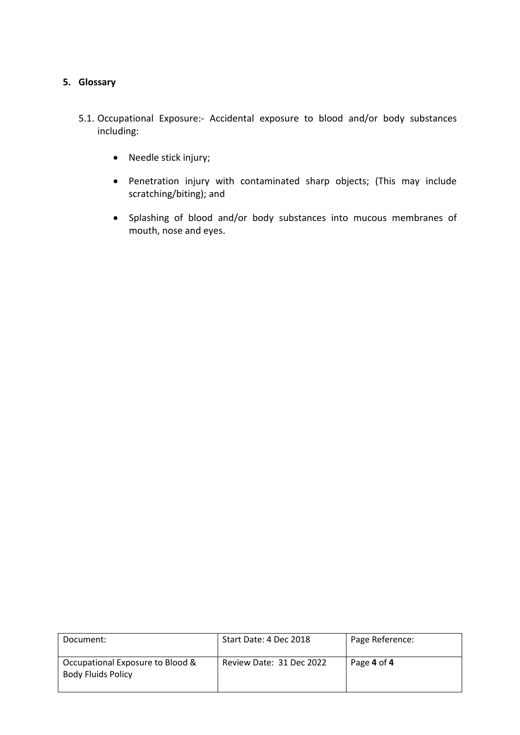## 5. Glossary

5.1. Occupational Exposure:- Accidental exposure to blood and/or body substances including:

- Needle stick injury;
- Penetration injury with contaminated sharp objects; (This may include scratching/biting); and
- Splashing of blood and/or body substances into mucous membranes of mouth, nose and eyes.